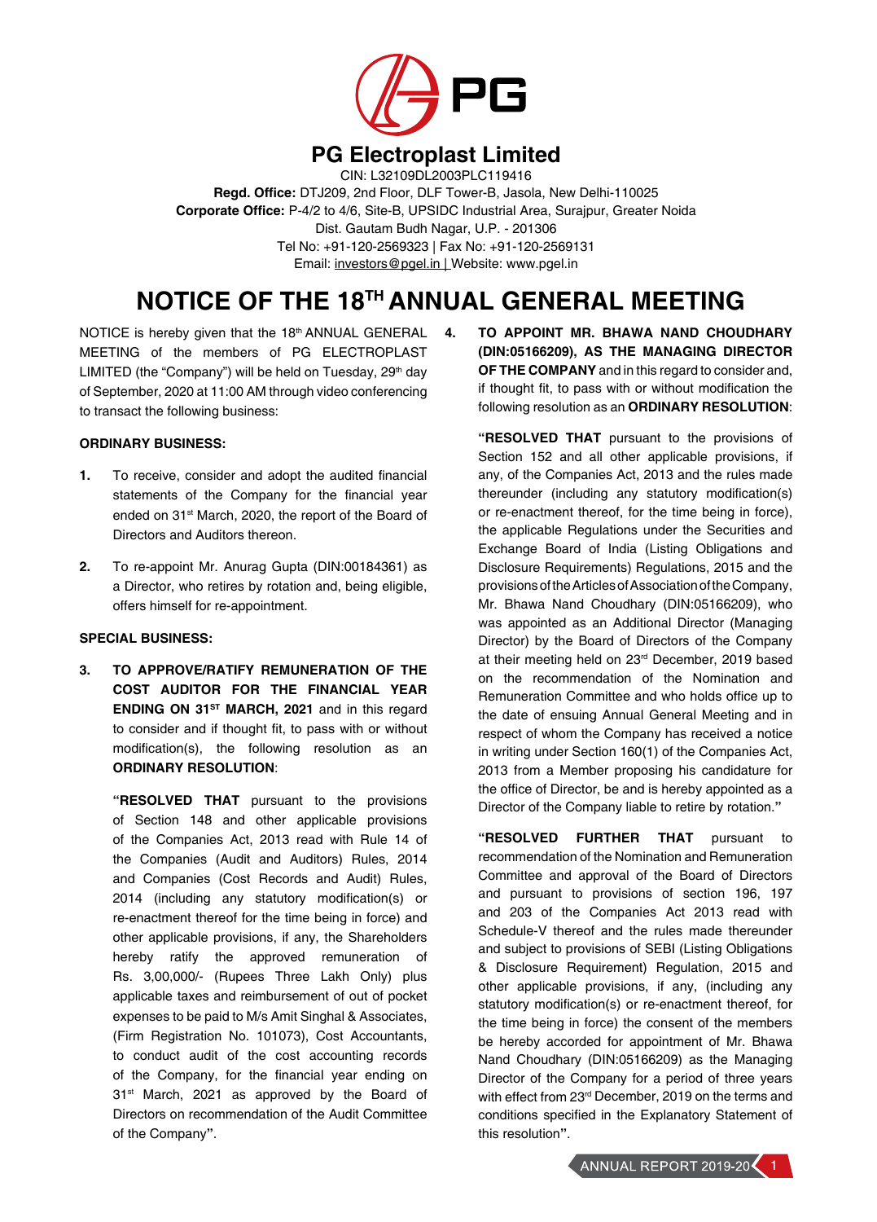# PG Electroplast Limited

CIN: L32109DL2003PLC119416
**Regd. Office:** DTJ209, 2nd Floor, DLF Tower-B, Jasola, New Delhi-110025
**Corporate Office:** P-4/2 to 4/6, Site-B, UPSIDC Industrial Area, Surajpur, Greater Noida
Dist. Gautam Budh Nagar, U.P. - 201306
Tel No: +91-120-2569323 | Fax No: +91-120-2569131
Email: investors@pgel.in | Website: www.pgel.in

# NOTICE OF THE 18TH ANNUAL GENERAL MEETING

NOTICE is hereby given that the 18th ANNUAL GENERAL MEETING of the members of PG ELECTROPLAST LIMITED (the "Company") will be held on Tuesday, 29th day of September, 2020 at 11:00 AM through video conferencing to transact the following business:

**ORDINARY BUSINESS:**

1. To receive, consider and adopt the audited financial statements of the Company for the financial year ended on 31st March, 2020, the report of the Board of Directors and Auditors thereon.

2. To re-appoint Mr. Anurag Gupta (DIN:00184361) as a Director, who retires by rotation and, being eligible, offers himself for re-appointment.

**SPECIAL BUSINESS:**

3. **TO APPROVE/RATIFY REMUNERATION OF THE COST AUDITOR FOR THE FINANCIAL YEAR ENDING ON 31ST MARCH, 2021** and in this regard to consider and if thought fit, to pass with or without modification(s), the following resolution as an **ORDINARY RESOLUTION**:

   "**RESOLVED THAT** pursuant to the provisions of Section 148 and other applicable provisions of the Companies Act, 2013 read with Rule 14 of the Companies (Audit and Auditors) Rules, 2014 and Companies (Cost Records and Audit) Rules, 2014 (including any statutory modification(s) or re-enactment thereof for the time being in force) and other applicable provisions, if any, the Shareholders hereby ratify the approved remuneration of Rs. 3,00,000/- (Rupees Three Lakh Only) plus applicable taxes and reimbursement of out of pocket expenses to be paid to M/s Amit Singhal & Associates, (Firm Registration No. 101073), Cost Accountants, to conduct audit of the cost accounting records of the Company, for the financial year ending on 31st March, 2021 as approved by the Board of Directors on recommendation of the Audit Committee of the Company".

4. **TO APPOINT MR. BHAWA NAND CHOUDHARY (DIN:05166209), AS THE MANAGING DIRECTOR OF THE COMPANY** and in this regard to consider and, if thought fit, to pass with or without modification the following resolution as an **ORDINARY RESOLUTION**:

   "**RESOLVED THAT** pursuant to the provisions of Section 152 and all other applicable provisions, if any, of the Companies Act, 2013 and the rules made thereunder (including any statutory modification(s) or re-enactment thereof, for the time being in force), the applicable Regulations under the Securities and Exchange Board of India (Listing Obligations and Disclosure Requirements) Regulations, 2015 and the provisions of the Articles of Association of the Company, Mr. Bhawa Nand Choudhary (DIN:05166209), who was appointed as an Additional Director (Managing Director) by the Board of Directors of the Company at their meeting held on 23rd December, 2019 based on the recommendation of the Nomination and Remuneration Committee and who holds office up to the date of ensuing Annual General Meeting and in respect of whom the Company has received a notice in writing under Section 160(1) of the Companies Act, 2013 from a Member proposing his candidature for the office of Director, be and is hereby appointed as a Director of the Company liable to retire by rotation."

   "**RESOLVED FURTHER THAT** pursuant to recommendation of the Nomination and Remuneration Committee and approval of the Board of Directors and pursuant to provisions of section 196, 197 and 203 of the Companies Act 2013 read with Schedule-V thereof and the rules made thereunder and subject to provisions of SEBI (Listing Obligations & Disclosure Requirement) Regulation, 2015 and other applicable provisions, if any, (including any statutory modification(s) or re-enactment thereof, for the time being in force) the consent of the members be hereby accorded for appointment of Mr. Bhawa Nand Choudhary (DIN:05166209) as the Managing Director of the Company for a period of three years with effect from 23rd December, 2019 on the terms and conditions specified in the Explanatory Statement of this resolution".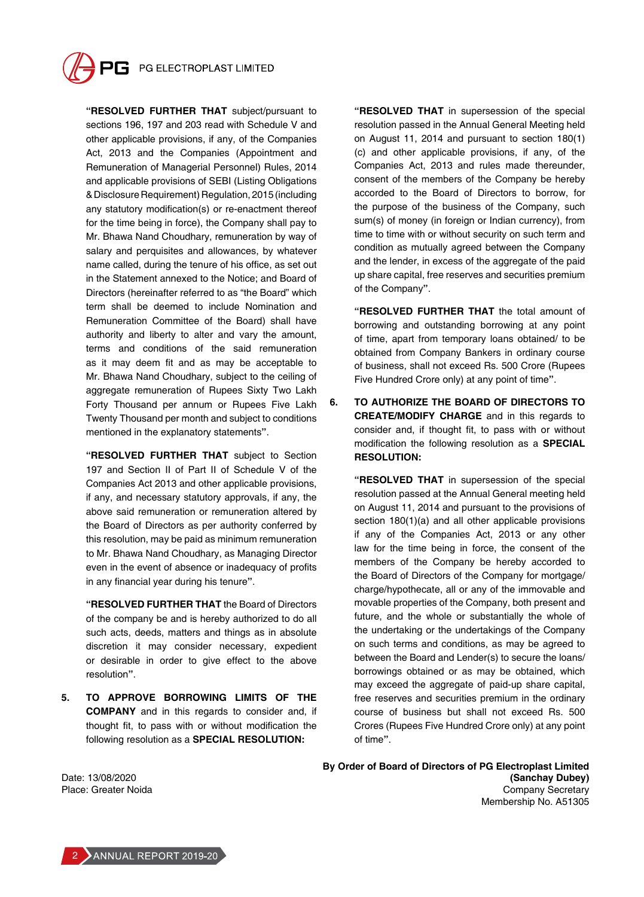"**RESOLVED FURTHER THAT** subject/pursuant to sections 196, 197 and 203 read with Schedule V and other applicable provisions, if any, of the Companies Act, 2013 and the Companies (Appointment and Remuneration of Managerial Personnel) Rules, 2014 and applicable provisions of SEBI (Listing Obligations & Disclosure Requirement) Regulation, 2015 (including any statutory modification(s) or re-enactment thereof for the time being in force), the Company shall pay to Mr. Bhawa Nand Choudhary, remuneration by way of salary and perquisites and allowances, by whatever name called, during the tenure of his office, as set out in the Statement annexed to the Notice; and Board of Directors (hereinafter referred to as "the Board" which term shall be deemed to include Nomination and Remuneration Committee of the Board) shall have authority and liberty to alter and vary the amount, terms and conditions of the said remuneration as it may deem fit and as may be acceptable to Mr. Bhawa Nand Choudhary, subject to the ceiling of aggregate remuneration of Rupees Sixty Two Lakh Forty Thousand per annum or Rupees Five Lakh Twenty Thousand per month and subject to conditions mentioned in the explanatory statements".

"**RESOLVED FURTHER THAT** subject to Section 197 and Section II of Part II of Schedule V of the Companies Act 2013 and other applicable provisions, if any, and necessary statutory approvals, if any, the above said remuneration or remuneration altered by the Board of Directors as per authority conferred by this resolution, may be paid as minimum remuneration to Mr. Bhawa Nand Choudhary, as Managing Director even in the event of absence or inadequacy of profits in any financial year during his tenure".

"**RESOLVED FURTHER THAT** the Board of Directors of the company be and is hereby authorized to do all such acts, deeds, matters and things as in absolute discretion it may consider necessary, expedient or desirable in order to give effect to the above resolution".

5. **TO APPROVE BORROWING LIMITS OF THE COMPANY** and in this regards to consider and, if thought fit, to pass with or without modification the following resolution as a **SPECIAL RESOLUTION:**

"**RESOLVED THAT** in supersession of the special resolution passed in the Annual General Meeting held on August 11, 2014 and pursuant to section 180(1)(c) and other applicable provisions, if any, of the Companies Act, 2013 and rules made thereunder, consent of the members of the Company be hereby accorded to the Board of Directors to borrow, for the purpose of the business of the Company, such sum(s) of money (in foreign or Indian currency), from time to time with or without security on such term and condition as mutually agreed between the Company and the lender, in excess of the aggregate of the paid up share capital, free reserves and securities premium of the Company".

"**RESOLVED FURTHER THAT** the total amount of borrowing and outstanding borrowing at any point of time, apart from temporary loans obtained/ to be obtained from Company Bankers in ordinary course of business, shall not exceed Rs. 500 Crore (Rupees Five Hundred Crore only) at any point of time".

6. **TO AUTHORIZE THE BOARD OF DIRECTORS TO CREATE/MODIFY CHARGE** and in this regards to consider and, if thought fit, to pass with or without modification the following resolution as a **SPECIAL RESOLUTION:**

"**RESOLVED THAT** in supersession of the special resolution passed at the Annual General meeting held on August 11, 2014 and pursuant to the provisions of section 180(1)(a) and all other applicable provisions if any of the Companies Act, 2013 or any other law for the time being in force, the consent of the members of the Company be hereby accorded to the Board of Directors of the Company for mortgage/ charge/hypothecate, all or any of the immovable and movable properties of the Company, both present and future, and the whole or substantially the whole of the undertaking or the undertakings of the Company on such terms and conditions, as may be agreed to between the Board and Lender(s) to secure the loans/ borrowings obtained or as may be obtained, which may exceed the aggregate of paid-up share capital, free reserves and securities premium in the ordinary course of business but shall not exceed Rs. 500 Crores (Rupees Five Hundred Crore only) at any point of time".

Date: 13/08/2020
Place: Greater Noida

**By Order of Board of Directors of PG Electroplast Limited**
**(Sanchay Dubey)**
Company Secretary
Membership No. A51305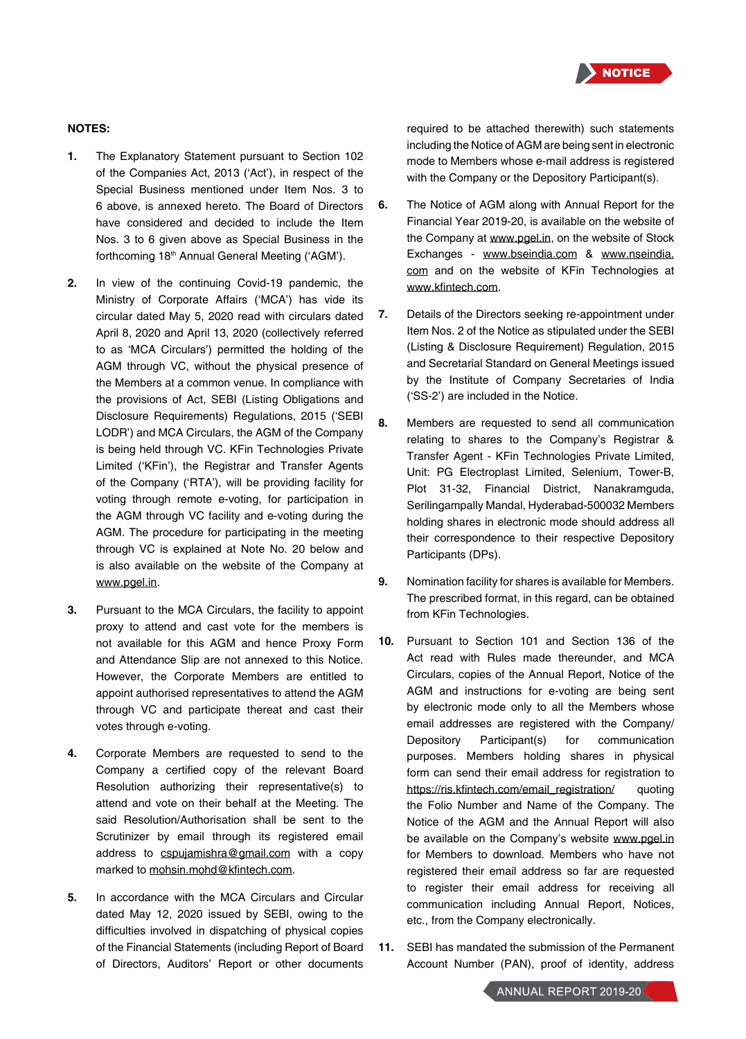**NOTES:**

1. The Explanatory Statement pursuant to Section 102 of the Companies Act, 2013 ('Act'), in respect of the Special Business mentioned under Item Nos. 3 to 6 above, is annexed hereto. The Board of Directors have considered and decided to include the Item Nos. 3 to 6 given above as Special Business in the forthcoming 18th Annual General Meeting ('AGM').

2. In view of the continuing Covid-19 pandemic, the Ministry of Corporate Affairs ('MCA') has vide its circular dated May 5, 2020 read with circulars dated April 8, 2020 and April 13, 2020 (collectively referred to as 'MCA Circulars') permitted the holding of the AGM through VC, without the physical presence of the Members at a common venue. In compliance with the provisions of Act, SEBI (Listing Obligations and Disclosure Requirements) Regulations, 2015 ('SEBI LODR') and MCA Circulars, the AGM of the Company is being held through VC. KFin Technologies Private Limited ('KFin'), the Registrar and Transfer Agents of the Company ('RTA'), will be providing facility for voting through remote e-voting, for participation in the AGM through VC facility and e-voting during the AGM. The procedure for participating in the meeting through VC is explained at Note No. 20 below and is also available on the website of the Company at www.pgel.in.

3. Pursuant to the MCA Circulars, the facility to appoint proxy to attend and cast vote for the members is not available for this AGM and hence Proxy Form and Attendance Slip are not annexed to this Notice. However, the Corporate Members are entitled to appoint authorised representatives to attend the AGM through VC and participate thereat and cast their votes through e-voting.

4. Corporate Members are requested to send to the Company a certified copy of the relevant Board Resolution authorizing their representative(s) to attend and vote on their behalf at the Meeting. The said Resolution/Authorisation shall be sent to the Scrutinizer by email through its registered email address to cspujamishra@gmail.com with a copy marked to mohsin.mohd@kfintech.com.

5. In accordance with the MCA Circulars and Circular dated May 12, 2020 issued by SEBI, owing to the difficulties involved in dispatching of physical copies of the Financial Statements (including Report of Board of Directors, Auditors' Report or other documents required to be attached therewith) such statements including the Notice of AGM are being sent in electronic mode to Members whose e-mail address is registered with the Company or the Depository Participant(s).

6. The Notice of AGM along with Annual Report for the Financial Year 2019-20, is available on the website of the Company at www.pgel.in, on the website of Stock Exchanges - www.bseindia.com & www.nseindia.com and on the website of KFin Technologies at www.kfintech.com.

7. Details of the Directors seeking re-appointment under Item Nos. 2 of the Notice as stipulated under the SEBI (Listing & Disclosure Requirement) Regulation, 2015 and Secretarial Standard on General Meetings issued by the Institute of Company Secretaries of India ('SS-2') are included in the Notice.

8. Members are requested to send all communication relating to shares to the Company's Registrar & Transfer Agent - KFin Technologies Private Limited, Unit: PG Electroplast Limited, Selenium, Tower-B, Plot 31-32, Financial District, Nanakramguda, Serilingampally Mandal, Hyderabad-500032 Members holding shares in electronic mode should address all their correspondence to their respective Depository Participants (DPs).

9. Nomination facility for shares is available for Members. The prescribed format, in this regard, can be obtained from KFin Technologies.

10. Pursuant to Section 101 and Section 136 of the Act read with Rules made thereunder, and MCA Circulars, copies of the Annual Report, Notice of the AGM and instructions for e-voting are being sent by electronic mode only to all the Members whose email addresses are registered with the Company/ Depository Participant(s) for communication purposes. Members holding shares in physical form can send their email address for registration to https://ris.kfintech.com/email_registration/ quoting the Folio Number and Name of the Company. The Notice of the AGM and the Annual Report will also be available on the Company's website www.pgel.in for Members to download. Members who have not registered their email address so far are requested to register their email address for receiving all communication including Annual Report, Notices, etc., from the Company electronically.

11. SEBI has mandated the submission of the Permanent Account Number (PAN), proof of identity, address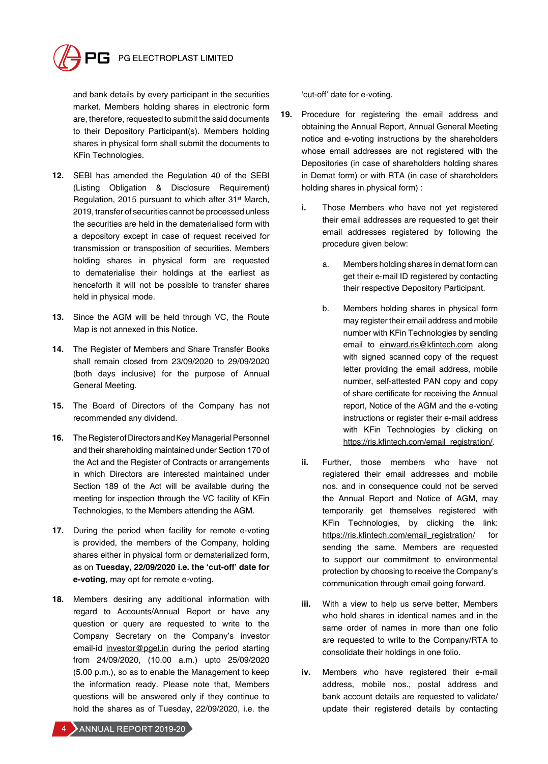and bank details by every participant in the securities market. Members holding shares in electronic form are, therefore, requested to submit the said documents to their Depository Participant(s). Members holding shares in physical form shall submit the documents to KFin Technologies.

**12.** SEBI has amended the Regulation 40 of the SEBI (Listing Obligation & Disclosure Requirement) Regulation, 2015 pursuant to which after 31st March, 2019, transfer of securities cannot be processed unless the securities are held in the dematerialised form with a depository except in case of request received for transmission or transposition of securities. Members holding shares in physical form are requested to dematerialise their holdings at the earliest as henceforth it will not be possible to transfer shares held in physical mode.

**13.** Since the AGM will be held through VC, the Route Map is not annexed in this Notice.

**14.** The Register of Members and Share Transfer Books shall remain closed from 23/09/2020 to 29/09/2020 (both days inclusive) for the purpose of Annual General Meeting.

**15.** The Board of Directors of the Company has not recommended any dividend.

**16.** The Register of Directors and Key Managerial Personnel and their shareholding maintained under Section 170 of the Act and the Register of Contracts or arrangements in which Directors are interested maintained under Section 189 of the Act will be available during the meeting for inspection through the VC facility of KFin Technologies, to the Members attending the AGM.

**17.** During the period when facility for remote e-voting is provided, the members of the Company, holding shares either in physical form or dematerialized form, as on **Tuesday, 22/09/2020 i.e. the 'cut-off' date for e-voting**, may opt for remote e-voting.

**18.** Members desiring any additional information with regard to Accounts/Annual Report or have any question or query are requested to write to the Company Secretary on the Company's investor email-id investor@pgel.in during the period starting from 24/09/2020, (10.00 a.m.) upto 25/09/2020 (5.00 p.m.), so as to enable the Management to keep the information ready. Please note that, Members questions will be answered only if they continue to hold the shares as of Tuesday, 22/09/2020, i.e. the 'cut-off' date for e-voting.

**19.** Procedure for registering the email address and obtaining the Annual Report, Annual General Meeting notice and e-voting instructions by the shareholders whose email addresses are not registered with the Depositories (in case of shareholders holding shares in Demat form) or with RTA (in case of shareholders holding shares in physical form) :

**i.** Those Members who have not yet registered their email addresses are requested to get their email addresses registered by following the procedure given below:

a. Members holding shares in demat form can get their e-mail ID registered by contacting their respective Depository Participant.

b. Members holding shares in physical form may register their email address and mobile number with KFin Technologies by sending email to einward.ris@kfintech.com along with signed scanned copy of the request letter providing the email address, mobile number, self-attested PAN copy and copy of share certificate for receiving the Annual report, Notice of the AGM and the e-voting instructions or register their e-mail address with KFin Technologies by clicking on https://ris.kfintech.com/email_registration/.

**ii.** Further, those members who have not registered their email addresses and mobile nos. and in consequence could not be served the Annual Report and Notice of AGM, may temporarily get themselves registered with KFin Technologies, by clicking the link: https://ris.kfintech.com/email_registration/ for sending the same. Members are requested to support our commitment to environmental protection by choosing to receive the Company's communication through email going forward.

**iii.** With a view to help us serve better, Members who hold shares in identical names and in the same order of names in more than one folio are requested to write to the Company/RTA to consolidate their holdings in one folio.

**iv.** Members who have registered their e-mail address, mobile nos., postal address and bank account details are requested to validate/ update their registered details by contacting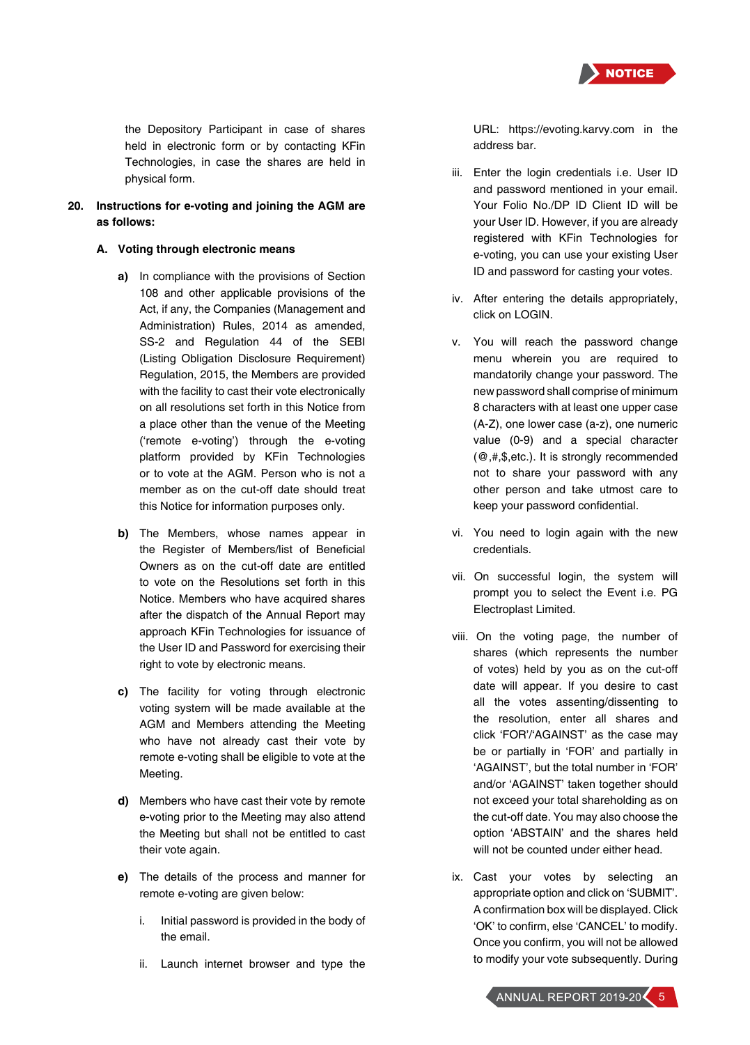the Depository Participant in case of shares held in electronic form or by contacting KFin Technologies, in case the shares are held in physical form.

**20. Instructions for e-voting and joining the AGM are as follows:**

**A. Voting through electronic means**

**a)** In compliance with the provisions of Section 108 and other applicable provisions of the Act, if any, the Companies (Management and Administration) Rules, 2014 as amended, SS-2 and Regulation 44 of the SEBI (Listing Obligation Disclosure Requirement) Regulation, 2015, the Members are provided with the facility to cast their vote electronically on all resolutions set forth in this Notice from a place other than the venue of the Meeting ('remote e-voting') through the e-voting platform provided by KFin Technologies or to vote at the AGM. Person who is not a member as on the cut-off date should treat this Notice for information purposes only.

**b)** The Members, whose names appear in the Register of Members/list of Beneficial Owners as on the cut-off date are entitled to vote on the Resolutions set forth in this Notice. Members who have acquired shares after the dispatch of the Annual Report may approach KFin Technologies for issuance of the User ID and Password for exercising their right to vote by electronic means.

**c)** The facility for voting through electronic voting system will be made available at the AGM and Members attending the Meeting who have not already cast their vote by remote e-voting shall be eligible to vote at the Meeting.

**d)** Members who have cast their vote by remote e-voting prior to the Meeting may also attend the Meeting but shall not be entitled to cast their vote again.

**e)** The details of the process and manner for remote e-voting are given below:

i. Initial password is provided in the body of the email.

ii. Launch internet browser and type the URL: https://evoting.karvy.com in the address bar.

iii. Enter the login credentials i.e. User ID and password mentioned in your email. Your Folio No./DP ID Client ID will be your User ID. However, if you are already registered with KFin Technologies for e-voting, you can use your existing User ID and password for casting your votes.

iv. After entering the details appropriately, click on LOGIN.

v. You will reach the password change menu wherein you are required to mandatorily change your password. The new password shall comprise of minimum 8 characters with at least one upper case (A-Z), one lower case (a-z), one numeric value (0-9) and a special character (@,#,$,etc.). It is strongly recommended not to share your password with any other person and take utmost care to keep your password confidential.

vi. You need to login again with the new credentials.

vii. On successful login, the system will prompt you to select the Event i.e. PG Electroplast Limited.

viii. On the voting page, the number of shares (which represents the number of votes) held by you as on the cut-off date will appear. If you desire to cast all the votes assenting/dissenting to the resolution, enter all shares and click 'FOR'/'AGAINST' as the case may be or partially in 'FOR' and partially in 'AGAINST', but the total number in 'FOR' and/or 'AGAINST' taken together should not exceed your total shareholding as on the cut-off date. You may also choose the option 'ABSTAIN' and the shares held will not be counted under either head.

ix. Cast your votes by selecting an appropriate option and click on 'SUBMIT'. A confirmation box will be displayed. Click 'OK' to confirm, else 'CANCEL' to modify. Once you confirm, you will not be allowed to modify your vote subsequently. During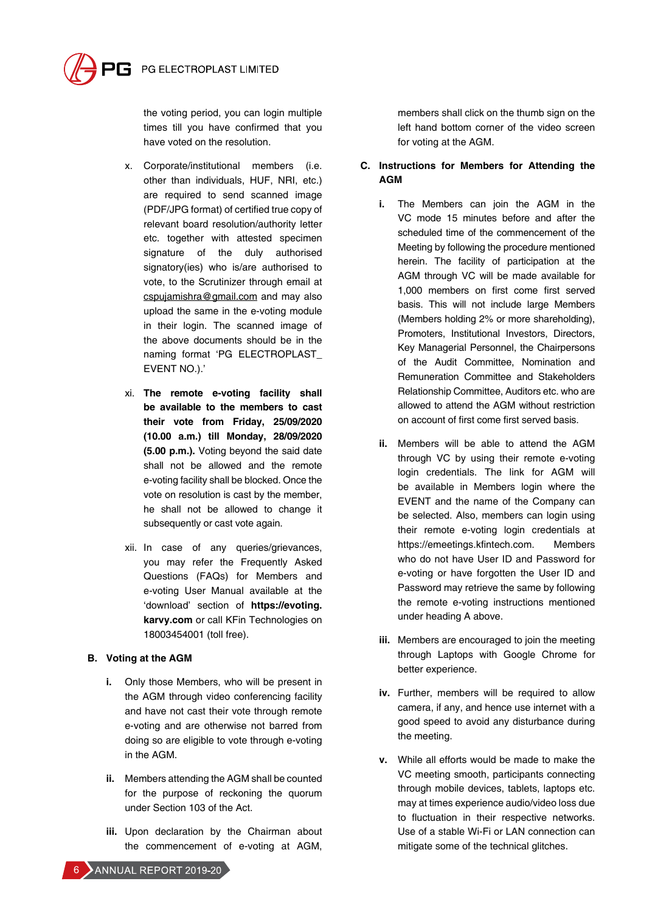the voting period, you can login multiple times till you have confirmed that you have voted on the resolution.

x. Corporate/institutional members (i.e. other than individuals, HUF, NRI, etc.) are required to send scanned image (PDF/JPG format) of certified true copy of relevant board resolution/authority letter etc. together with attested specimen signature of the duly authorised signatory(ies) who is/are authorised to vote, to the Scrutinizer through email at cspujamishra@gmail.com and may also upload the same in the e-voting module in their login. The scanned image of the above documents should be in the naming format 'PG ELECTROPLAST_ EVENT NO.).'

xi. **The remote e-voting facility shall be available to the members to cast their vote from Friday, 25/09/2020 (10.00 a.m.) till Monday, 28/09/2020 (5.00 p.m.).** Voting beyond the said date shall not be allowed and the remote e-voting facility shall be blocked. Once the vote on resolution is cast by the member, he shall not be allowed to change it subsequently or cast vote again.

xii. In case of any queries/grievances, you may refer the Frequently Asked Questions (FAQs) for Members and e-voting User Manual available at the 'download' section of **https://evoting.karvy.com** or call KFin Technologies on 18003454001 (toll free).

**B. Voting at the AGM**

**i.** Only those Members, who will be present in the AGM through video conferencing facility and have not cast their vote through remote e-voting and are otherwise not barred from doing so are eligible to vote through e-voting in the AGM.

**ii.** Members attending the AGM shall be counted for the purpose of reckoning the quorum under Section 103 of the Act.

**iii.** Upon declaration by the Chairman about the commencement of e-voting at AGM, members shall click on the thumb sign on the left hand bottom corner of the video screen for voting at the AGM.

**C. Instructions for Members for Attending the AGM**

**i.** The Members can join the AGM in the VC mode 15 minutes before and after the scheduled time of the commencement of the Meeting by following the procedure mentioned herein. The facility of participation at the AGM through VC will be made available for 1,000 members on first come first served basis. This will not include large Members (Members holding 2% or more shareholding), Promoters, Institutional Investors, Directors, Key Managerial Personnel, the Chairpersons of the Audit Committee, Nomination and Remuneration Committee and Stakeholders Relationship Committee, Auditors etc. who are allowed to attend the AGM without restriction on account of first come first served basis.

**ii.** Members will be able to attend the AGM through VC by using their remote e-voting login credentials. The link for AGM will be available in Members login where the EVENT and the name of the Company can be selected. Also, members can login using their remote e-voting login credentials at https://emeetings.kfintech.com. Members who do not have User ID and Password for e-voting or have forgotten the User ID and Password may retrieve the same by following the remote e-voting instructions mentioned under heading A above.

**iii.** Members are encouraged to join the meeting through Laptops with Google Chrome for better experience.

**iv.** Further, members will be required to allow camera, if any, and hence use internet with a good speed to avoid any disturbance during the meeting.

**v.** While all efforts would be made to make the VC meeting smooth, participants connecting through mobile devices, tablets, laptops etc. may at times experience audio/video loss due to fluctuation in their respective networks. Use of a stable Wi-Fi or LAN connection can mitigate some of the technical glitches.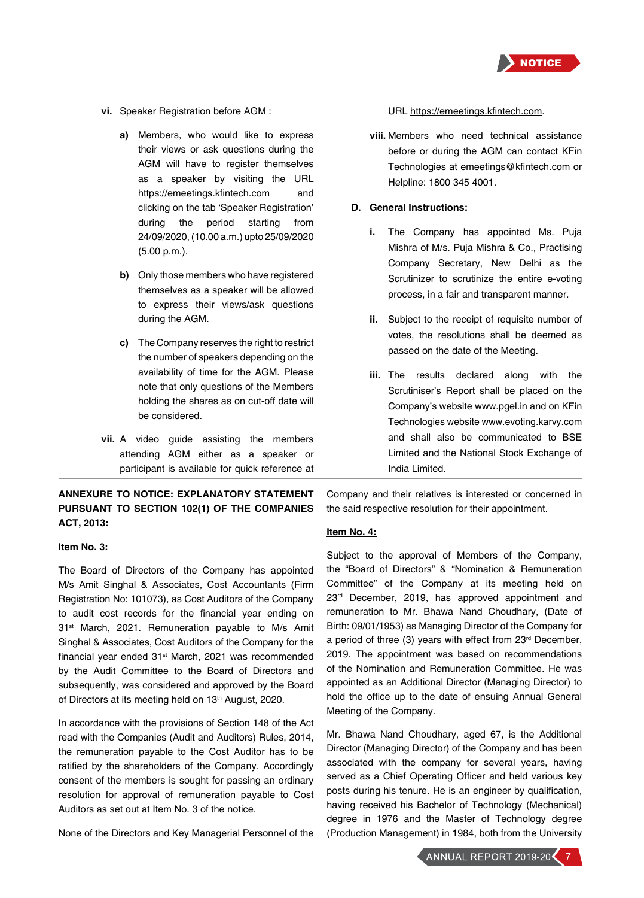vi. Speaker Registration before AGM :

   a) Members, who would like to express their views or ask questions during the AGM will have to register themselves as a speaker by visiting the URL https://emeetings.kfintech.com and clicking on the tab 'Speaker Registration' during the period starting from 24/09/2020, (10.00 a.m.) upto 25/09/2020 (5.00 p.m.).

   b) Only those members who have registered themselves as a speaker will be allowed to express their views/ask questions during the AGM.

   c) The Company reserves the right to restrict the number of speakers depending on the availability of time for the AGM. Please note that only questions of the Members holding the shares as on cut-off date will be considered.

vii. A video guide assisting the members attending AGM either as a speaker or participant is available for quick reference at URL https://emeetings.kfintech.com.

viii. Members who need technical assistance before or during the AGM can contact KFin Technologies at emeetings@kfintech.com or Helpline: 1800 345 4001.

**D. General Instructions:**

   i. The Company has appointed Ms. Puja Mishra of M/s. Puja Mishra & Co., Practising Company Secretary, New Delhi as the Scrutinizer to scrutinize the entire e-voting process, in a fair and transparent manner.

   ii. Subject to the receipt of requisite number of votes, the resolutions shall be deemed as passed on the date of the Meeting.

   iii. The results declared along with the Scrutiniser's Report shall be placed on the Company's website www.pgel.in and on KFin Technologies website www.evoting.karvy.com and shall also be communicated to BSE Limited and the National Stock Exchange of India Limited.

**ANNEXURE TO NOTICE: EXPLANATORY STATEMENT PURSUANT TO SECTION 102(1) OF THE COMPANIES ACT, 2013:**

**Item No. 3:**

The Board of Directors of the Company has appointed M/s Amit Singhal & Associates, Cost Accountants (Firm Registration No: 101073), as Cost Auditors of the Company to audit cost records for the financial year ending on 31st March, 2021. Remuneration payable to M/s Amit Singhal & Associates, Cost Auditors of the Company for the financial year ended 31st March, 2021 was recommended by the Audit Committee to the Board of Directors and subsequently, was considered and approved by the Board of Directors at its meeting held on 13th August, 2020.

In accordance with the provisions of Section 148 of the Act read with the Companies (Audit and Auditors) Rules, 2014, the remuneration payable to the Cost Auditor has to be ratified by the shareholders of the Company. Accordingly consent of the members is sought for passing an ordinary resolution for approval of remuneration payable to Cost Auditors as set out at Item No. 3 of the notice.

None of the Directors and Key Managerial Personnel of the Company and their relatives is interested or concerned in the said respective resolution for their appointment.

**Item No. 4:**

Subject to the approval of Members of the Company, the "Board of Directors" & "Nomination & Remuneration Committee" of the Company at its meeting held on 23rd December, 2019, has approved appointment and remuneration to Mr. Bhawa Nand Choudhary, (Date of Birth: 09/01/1953) as Managing Director of the Company for a period of three (3) years with effect from 23rd December, 2019. The appointment was based on recommendations of the Nomination and Remuneration Committee. He was appointed as an Additional Director (Managing Director) to hold the office up to the date of ensuing Annual General Meeting of the Company.

Mr. Bhawa Nand Choudhary, aged 67, is the Additional Director (Managing Director) of the Company and has been associated with the company for several years, having served as a Chief Operating Officer and held various key posts during his tenure. He is an engineer by qualification, having received his Bachelor of Technology (Mechanical) degree in 1976 and the Master of Technology degree (Production Management) in 1984, both from the University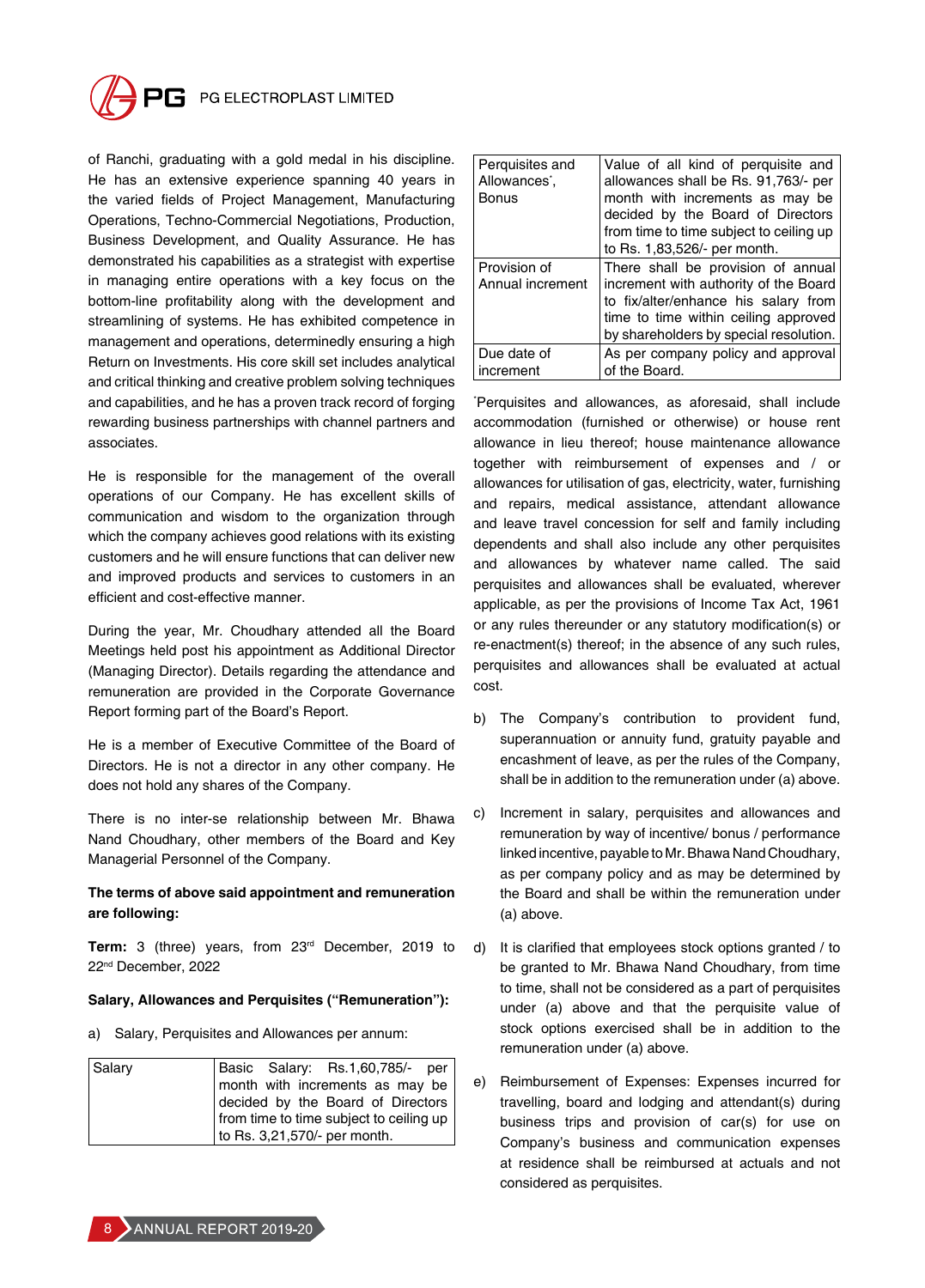of Ranchi, graduating with a gold medal in his discipline. He has an extensive experience spanning 40 years in the varied fields of Project Management, Manufacturing Operations, Techno-Commercial Negotiations, Production, Business Development, and Quality Assurance. He has demonstrated his capabilities as a strategist with expertise in managing entire operations with a key focus on the bottom-line profitability along with the development and streamlining of systems. He has exhibited competence in management and operations, determinedly ensuring a high Return on Investments. His core skill set includes analytical and critical thinking and creative problem solving techniques and capabilities, and he has a proven track record of forging rewarding business partnerships with channel partners and associates.

He is responsible for the management of the overall operations of our Company. He has excellent skills of communication and wisdom to the organization through which the company achieves good relations with its existing customers and he will ensure functions that can deliver new and improved products and services to customers in an efficient and cost-effective manner.

During the year, Mr. Choudhary attended all the Board Meetings held post his appointment as Additional Director (Managing Director). Details regarding the attendance and remuneration are provided in the Corporate Governance Report forming part of the Board's Report.

He is a member of Executive Committee of the Board of Directors. He is not a director in any other company. He does not hold any shares of the Company.

There is no inter-se relationship between Mr. Bhawa Nand Choudhary, other members of the Board and Key Managerial Personnel of the Company.

**The terms of above said appointment and remuneration are following:**

**Term:** 3 (three) years, from 23rd December, 2019 to 22nd December, 2022

**Salary, Allowances and Perquisites ("Remuneration"):**

a) Salary, Perquisites and Allowances per annum:

| Salary | Basic Salary: Rs.1,60,785/- per month with increments as may be decided by the Board of Directors from time to time subject to ceiling up to Rs. 3,21,570/- per month. |
|---|---|
| Perquisites and Allowances*, Bonus | Value of all kind of perquisite and allowances shall be Rs. 91,763/- per month with increments as may be decided by the Board of Directors from time to time subject to ceiling up to Rs. 1,83,526/- per month. |
| Provision of Annual increment | There shall be provision of annual increment with authority of the Board to fix/alter/enhance his salary from time to time within ceiling approved by shareholders by special resolution. |
| Due date of increment | As per company policy and approval of the Board. |

*Perquisites and allowances, as aforesaid, shall include accommodation (furnished or otherwise) or house rent allowance in lieu thereof; house maintenance allowance together with reimbursement of expenses and / or allowances for utilisation of gas, electricity, water, furnishing and repairs, medical assistance, attendant allowance and leave travel concession for self and family including dependents and shall also include any other perquisites and allowances by whatever name called. The said perquisites and allowances shall be evaluated, wherever applicable, as per the provisions of Income Tax Act, 1961 or any rules thereunder or any statutory modification(s) or re-enactment(s) thereof; in the absence of any such rules, perquisites and allowances shall be evaluated at actual cost.

b) The Company's contribution to provident fund, superannuation or annuity fund, gratuity payable and encashment of leave, as per the rules of the Company, shall be in addition to the remuneration under (a) above.

c) Increment in salary, perquisites and allowances and remuneration by way of incentive/ bonus / performance linked incentive, payable to Mr. Bhawa Nand Choudhary, as per company policy and as may be determined by the Board and shall be within the remuneration under (a) above.

d) It is clarified that employees stock options granted / to be granted to Mr. Bhawa Nand Choudhary, from time to time, shall not be considered as a part of perquisites under (a) above and that the perquisite value of stock options exercised shall be in addition to the remuneration under (a) above.

e) Reimbursement of Expenses: Expenses incurred for travelling, board and lodging and attendant(s) during business trips and provision of car(s) for use on Company's business and communication expenses at residence shall be reimbursed at actuals and not considered as perquisites.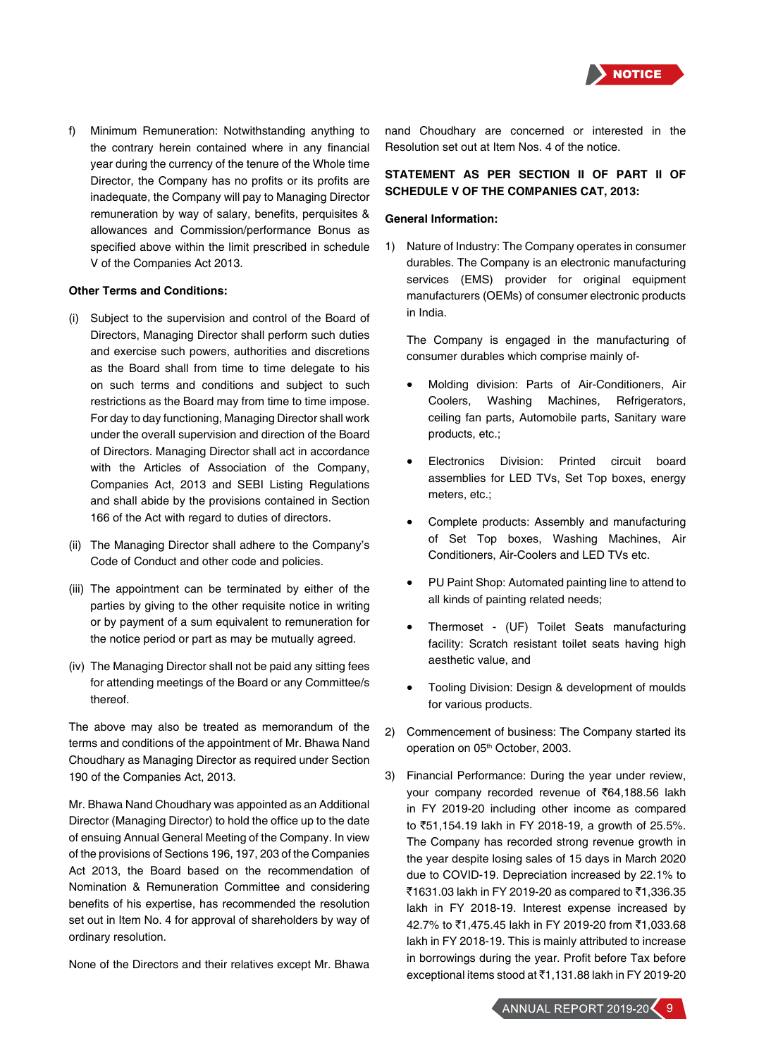f) Minimum Remuneration: Notwithstanding anything to the contrary herein contained where in any financial year during the currency of the tenure of the Whole time Director, the Company has no profits or its profits are inadequate, the Company will pay to Managing Director remuneration by way of salary, benefits, perquisites & allowances and Commission/performance Bonus as specified above within the limit prescribed in schedule V of the Companies Act 2013.

**Other Terms and Conditions:**

(i) Subject to the supervision and control of the Board of Directors, Managing Director shall perform such duties and exercise such powers, authorities and discretions as the Board shall from time to time delegate to his on such terms and conditions and subject to such restrictions as the Board may from time to time impose. For day to day functioning, Managing Director shall work under the overall supervision and direction of the Board of Directors. Managing Director shall act in accordance with the Articles of Association of the Company, Companies Act, 2013 and SEBI Listing Regulations and shall abide by the provisions contained in Section 166 of the Act with regard to duties of directors.

(ii) The Managing Director shall adhere to the Company's Code of Conduct and other code and policies.

(iii) The appointment can be terminated by either of the parties by giving to the other requisite notice in writing or by payment of a sum equivalent to remuneration for the notice period or part as may be mutually agreed.

(iv) The Managing Director shall not be paid any sitting fees for attending meetings of the Board or any Committee/s thereof.

The above may also be treated as memorandum of the terms and conditions of the appointment of Mr. Bhawa Nand Choudhary as Managing Director as required under Section 190 of the Companies Act, 2013.

Mr. Bhawa Nand Choudhary was appointed as an Additional Director (Managing Director) to hold the office up to the date of ensuing Annual General Meeting of the Company. In view of the provisions of Sections 196, 197, 203 of the Companies Act 2013, the Board based on the recommendation of Nomination & Remuneration Committee and considering benefits of his expertise, has recommended the resolution set out in Item No. 4 for approval of shareholders by way of ordinary resolution.

None of the Directors and their relatives except Mr. Bhawa nand Choudhary are concerned or interested in the Resolution set out at Item Nos. 4 of the notice.

**STATEMENT AS PER SECTION II OF PART II OF SCHEDULE V OF THE COMPANIES CAT, 2013:**

**General Information:**

1) Nature of Industry: The Company operates in consumer durables. The Company is an electronic manufacturing services (EMS) provider for original equipment manufacturers (OEMs) of consumer electronic products in India.

   The Company is engaged in the manufacturing of consumer durables which comprise mainly of-

   - Molding division: Parts of Air-Conditioners, Air Coolers, Washing Machines, Refrigerators, ceiling fan parts, Automobile parts, Sanitary ware products, etc.;
   - Electronics Division: Printed circuit board assemblies for LED TVs, Set Top boxes, energy meters, etc.;
   - Complete products: Assembly and manufacturing of Set Top boxes, Washing Machines, Air Conditioners, Air-Coolers and LED TVs etc.
   - PU Paint Shop: Automated painting line to attend to all kinds of painting related needs;
   - Thermoset - (UF) Toilet Seats manufacturing facility: Scratch resistant toilet seats having high aesthetic value, and
   - Tooling Division: Design & development of moulds for various products.

2) Commencement of business: The Company started its operation on 05th October, 2003.

3) Financial Performance: During the year under review, your company recorded revenue of ₹64,188.56 lakh in FY 2019-20 including other income as compared to ₹51,154.19 lakh in FY 2018-19, a growth of 25.5%. The Company has recorded strong revenue growth in the year despite losing sales of 15 days in March 2020 due to COVID-19. Depreciation increased by 22.1% to ₹1631.03 lakh in FY 2019-20 as compared to ₹1,336.35 lakh in FY 2018-19. Interest expense increased by 42.7% to ₹1,475.45 lakh in FY 2019-20 from ₹1,033.68 lakh in FY 2018-19. This is mainly attributed to increase in borrowings during the year. Profit before Tax before exceptional items stood at ₹1,131.88 lakh in FY 2019-20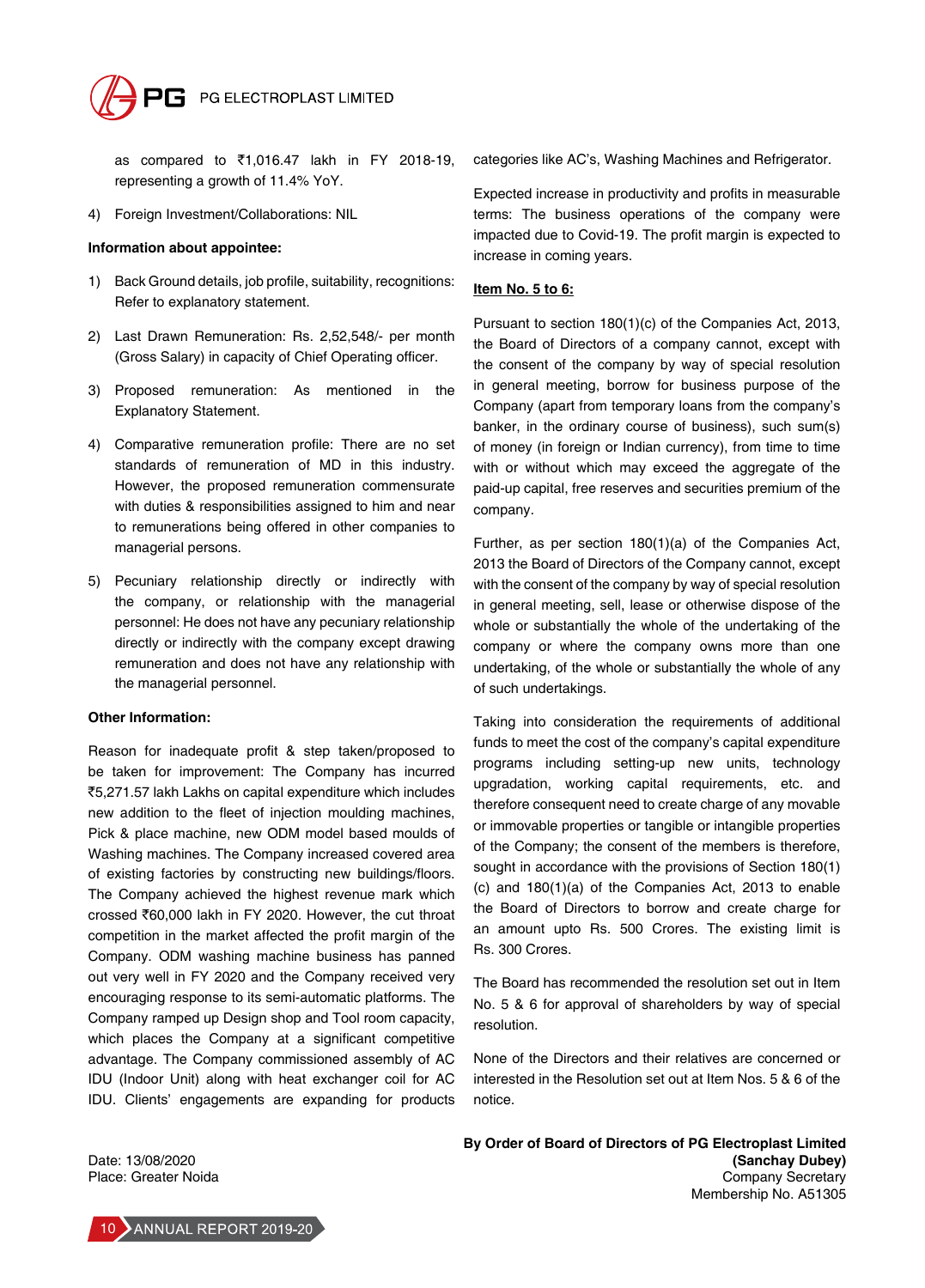as compared to ₹1,016.47 lakh in FY 2018-19, representing a growth of 11.4% YoY.

4) Foreign Investment/Collaborations: NIL

**Information about appointee:**

1) Back Ground details, job profile, suitability, recognitions: Refer to explanatory statement.

2) Last Drawn Remuneration: Rs. 2,52,548/- per month (Gross Salary) in capacity of Chief Operating officer.

3) Proposed remuneration: As mentioned in the Explanatory Statement.

4) Comparative remuneration profile: There are no set standards of remuneration of MD in this industry. However, the proposed remuneration commensurate with duties & responsibilities assigned to him and near to remunerations being offered in other companies to managerial persons.

5) Pecuniary relationship directly or indirectly with the company, or relationship with the managerial personnel: He does not have any pecuniary relationship directly or indirectly with the company except drawing remuneration and does not have any relationship with the managerial personnel.

**Other Information:**

Reason for inadequate profit & step taken/proposed to be taken for improvement: The Company has incurred ₹5,271.57 lakh Lakhs on capital expenditure which includes new addition to the fleet of injection moulding machines, Pick & place machine, new ODM model based moulds of Washing machines. The Company increased covered area of existing factories by constructing new buildings/floors. The Company achieved the highest revenue mark which crossed ₹60,000 lakh in FY 2020. However, the cut throat competition in the market affected the profit margin of the Company. ODM washing machine business has panned out very well in FY 2020 and the Company received very encouraging response to its semi-automatic platforms. The Company ramped up Design shop and Tool room capacity, which places the Company at a significant competitive advantage. The Company commissioned assembly of AC IDU (Indoor Unit) along with heat exchanger coil for AC IDU. Clients' engagements are expanding for products categories like AC's, Washing Machines and Refrigerator.

Expected increase in productivity and profits in measurable terms: The business operations of the company were impacted due to Covid-19. The profit margin is expected to increase in coming years.

**Item No. 5 to 6:**

Pursuant to section 180(1)(c) of the Companies Act, 2013, the Board of Directors of a company cannot, except with the consent of the company by way of special resolution in general meeting, borrow for business purpose of the Company (apart from temporary loans from the company's banker, in the ordinary course of business), such sum(s) of money (in foreign or Indian currency), from time to time with or without which may exceed the aggregate of the paid-up capital, free reserves and securities premium of the company.

Further, as per section 180(1)(a) of the Companies Act, 2013 the Board of Directors of the Company cannot, except with the consent of the company by way of special resolution in general meeting, sell, lease or otherwise dispose of the whole or substantially the whole of the undertaking of the company or where the company owns more than one undertaking, of the whole or substantially the whole of any of such undertakings.

Taking into consideration the requirements of additional funds to meet the cost of the company's capital expenditure programs including setting-up new units, technology upgradation, working capital requirements, etc. and therefore consequent need to create charge of any movable or immovable properties or tangible or intangible properties of the Company; the consent of the members is therefore, sought in accordance with the provisions of Section 180(1)(c) and 180(1)(a) of the Companies Act, 2013 to enable the Board of Directors to borrow and create charge for an amount upto Rs. 500 Crores. The existing limit is Rs. 300 Crores.

The Board has recommended the resolution set out in Item No. 5 & 6 for approval of shareholders by way of special resolution.

None of the Directors and their relatives are concerned or interested in the Resolution set out at Item Nos. 5 & 6 of the notice.

**By Order of Board of Directors of PG Electroplast Limited**
**(Sanchay Dubey)**
Company Secretary
Membership No. A51305

Date: 13/08/2020
Place: Greater Noida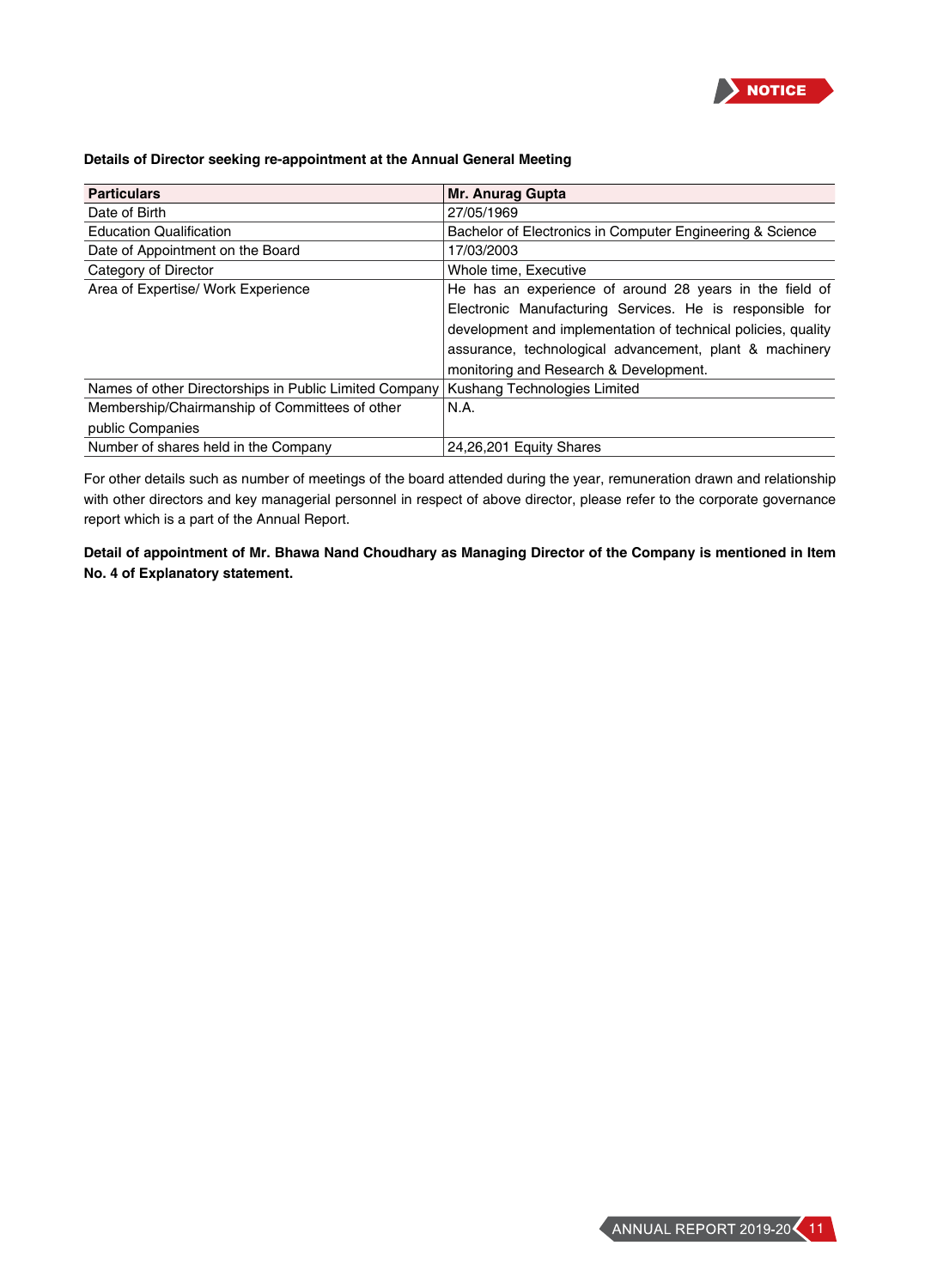**Details of Director seeking re-appointment at the Annual General Meeting**

| Particulars | Mr. Anurag Gupta |
|---|---|
| Date of Birth | 27/05/1969 |
| Education Qualification | Bachelor of Electronics in Computer Engineering & Science |
| Date of Appointment on the Board | 17/03/2003 |
| Category of Director | Whole time, Executive |
| Area of Expertise/ Work Experience | He has an experience of around 28 years in the field of Electronic Manufacturing Services. He is responsible for development and implementation of technical policies, quality assurance, technological advancement, plant & machinery monitoring and Research & Development. |
| Names of other Directorships in Public Limited Company | Kushang Technologies Limited |
| Membership/Chairmanship of Committees of other public Companies | N.A. |
| Number of shares held in the Company | 24,26,201 Equity Shares |

For other details such as number of meetings of the board attended during the year, remuneration drawn and relationship with other directors and key managerial personnel in respect of above director, please refer to the corporate governance report which is a part of the Annual Report.

**Detail of appointment of Mr. Bhawa Nand Choudhary as Managing Director of the Company is mentioned in Item No. 4 of Explanatory statement.**